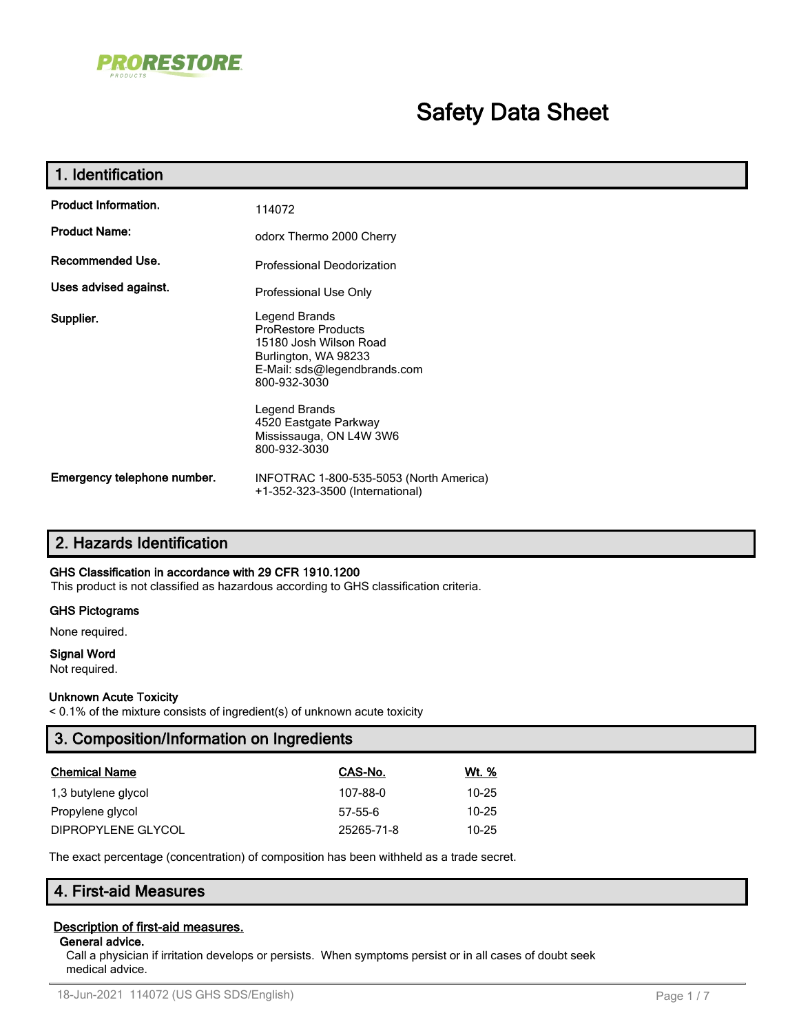PRORESTORE PRODUCTS

# Safety Data Sheet

## 1. Identification

**Product Information.** 114072

**Product Name:** odorx Thermo 2000 Cherry

**Recommended Use.** Professional Deodorization

**Uses advised against.** Professional Use Only

**Supplier.**
Legend Brands
ProRestore Products
15180 Josh Wilson Road
Burlington, WA 98233
E-Mail: sds@legendbrands.com
800-932-3030

Legend Brands
4520 Eastgate Parkway
Mississauga, ON L4W 3W6
800-932-3030

**Emergency telephone number.** INFOTRAC 1-800-535-5053 (North America)
+1-352-323-3500 (International)

## 2. Hazards Identification

**GHS Classification in accordance with 29 CFR 1910.1200**
This product is not classified as hazardous according to GHS classification criteria.

**GHS Pictograms**

None required.

**Signal Word**
Not required.

**Unknown Acute Toxicity**
< 0.1% of the mixture consists of ingredient(s) of unknown acute toxicity

## 3. Composition/Information on Ingredients

| Chemical Name | CAS-No. | Wt. % |
|---|---|---|
| 1,3 butylene glycol | 107-88-0 | 10-25 |
| Propylene glycol | 57-55-6 | 10-25 |
| DIPROPYLENE GLYCOL | 25265-71-8 | 10-25 |

The exact percentage (concentration) of composition has been withheld as a trade secret.

## 4. First-aid Measures

**Description of first-aid measures.**

**General advice.**
Call a physician if irritation develops or persists. When symptoms persist or in all cases of doubt seek medical advice.

18-Jun-2021 114072 (US GHS SDS/English)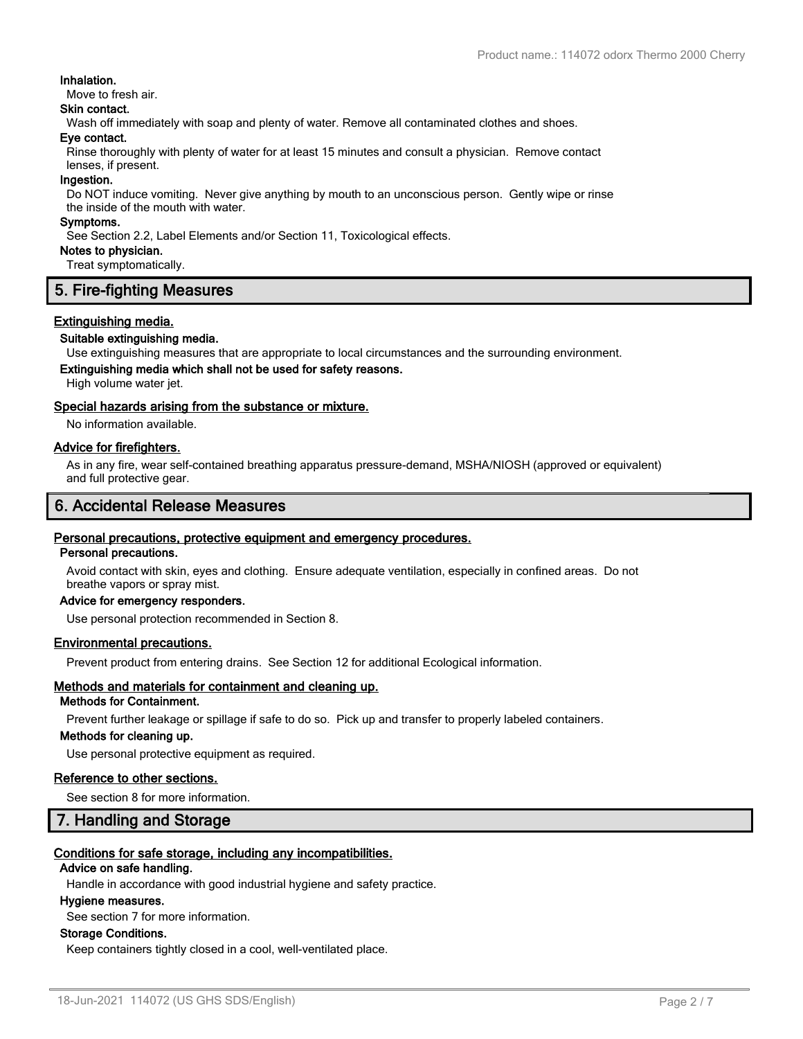**Inhalation.**

Move to fresh air.

**Skin contact.**

Wash off immediately with soap and plenty of water. Remove all contaminated clothes and shoes.

**Eye contact.**

Rinse thoroughly with plenty of water for at least 15 minutes and consult a physician. Remove contact lenses, if present.

**Ingestion.**

Do NOT induce vomiting. Never give anything by mouth to an unconscious person. Gently wipe or rinse the inside of the mouth with water.

**Symptoms.**

See Section 2.2, Label Elements and/or Section 11, Toxicological effects.

**Notes to physician.**

Treat symptomatically.

## 5. Fire-fighting Measures

### Extinguishing media.

**Suitable extinguishing media.**

Use extinguishing measures that are appropriate to local circumstances and the surrounding environment.

**Extinguishing media which shall not be used for safety reasons.**

High volume water jet.

### Special hazards arising from the substance or mixture.

No information available.

### Advice for firefighters.

As in any fire, wear self-contained breathing apparatus pressure-demand, MSHA/NIOSH (approved or equivalent) and full protective gear.

## 6. Accidental Release Measures

### Personal precautions, protective equipment and emergency procedures.

**Personal precautions.**

Avoid contact with skin, eyes and clothing. Ensure adequate ventilation, especially in confined areas. Do not breathe vapors or spray mist.

**Advice for emergency responders.**

Use personal protection recommended in Section 8.

### Environmental precautions.

Prevent product from entering drains. See Section 12 for additional Ecological information.

### Methods and materials for containment and cleaning up.

**Methods for Containment.**

Prevent further leakage or spillage if safe to do so. Pick up and transfer to properly labeled containers.

**Methods for cleaning up.**

Use personal protective equipment as required.

### Reference to other sections.

See section 8 for more information.

## 7. Handling and Storage

### Conditions for safe storage, including any incompatibilities.

**Advice on safe handling.**

Handle in accordance with good industrial hygiene and safety practice.

**Hygiene measures.**

See section 7 for more information.

**Storage Conditions.**

Keep containers tightly closed in a cool, well-ventilated place.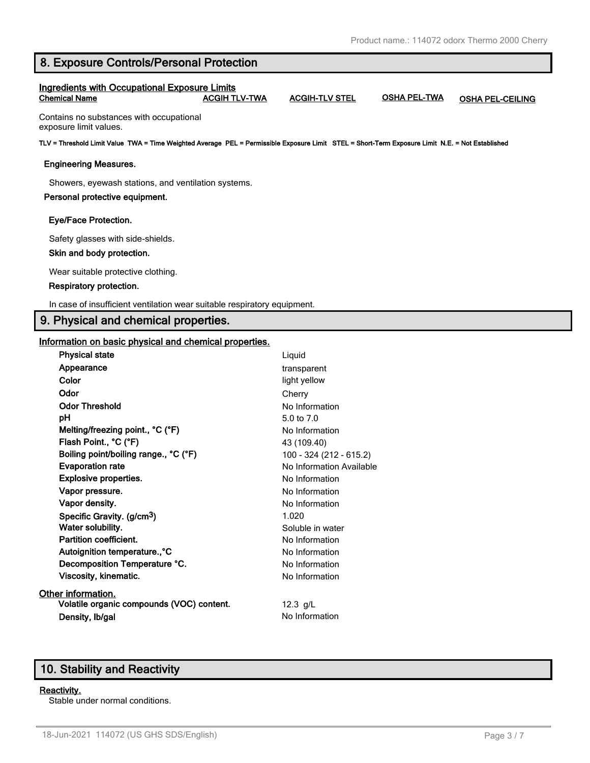## 8. Exposure Controls/Personal Protection

### Ingredients with Occupational Exposure Limits

| Chemical Name | ACGIH TLV-TWA | ACGIH-TLV STEL | OSHA PEL-TWA | OSHA PEL-CEILING |
|---|---|---|---|---|
| Contains no substances with occupational exposure limit values. | | | | |

**TLV = Threshold Limit Value TWA = Time Weighted Average PEL = Permissible Exposure Limit STEL = Short-Term Exposure Limit N.E. = Not Established**

**Engineering Measures.**

Showers, eyewash stations, and ventilation systems.

**Personal protective equipment.**

**Eye/Face Protection.**

Safety glasses with side-shields.

**Skin and body protection.**

Wear suitable protective clothing.

**Respiratory protection.**

In case of insufficient ventilation wear suitable respiratory equipment.

## 9. Physical and chemical properties.

### Information on basic physical and chemical properties.

| | |
|---|---|
| **Physical state** | Liquid |
| **Appearance** | transparent |
| **Color** | light yellow |
| **Odor** | Cherry |
| **Odor Threshold** | No Information |
| **pH** | 5.0 to 7.0 |
| **Melting/freezing point., °C (°F)** | No Information |
| **Flash Point., °C (°F)** | 43 (109.40) |
| **Boiling point/boiling range., °C (°F)** | 100 - 324 (212 - 615.2) |
| **Evaporation rate** | No Information Available |
| **Explosive properties.** | No Information |
| **Vapor pressure.** | No Information |
| **Vapor density.** | No Information |
| **Specific Gravity. (g/cm$^3$)** | 1.020 |
| **Water solubility.** | Soluble in water |
| **Partition coefficient.** | No Information |
| **Autoignition temperature.,°C** | No Information |
| **Decomposition Temperature °C.** | No Information |
| **Viscosity, kinematic.** | No Information |

### Other information.

| | |
|---|---|
| **Volatile organic compounds (VOC) content.** | 12.3 g/L |
| **Density, lb/gal** | No Information |

## 10. Stability and Reactivity

### Reactivity.

Stable under normal conditions.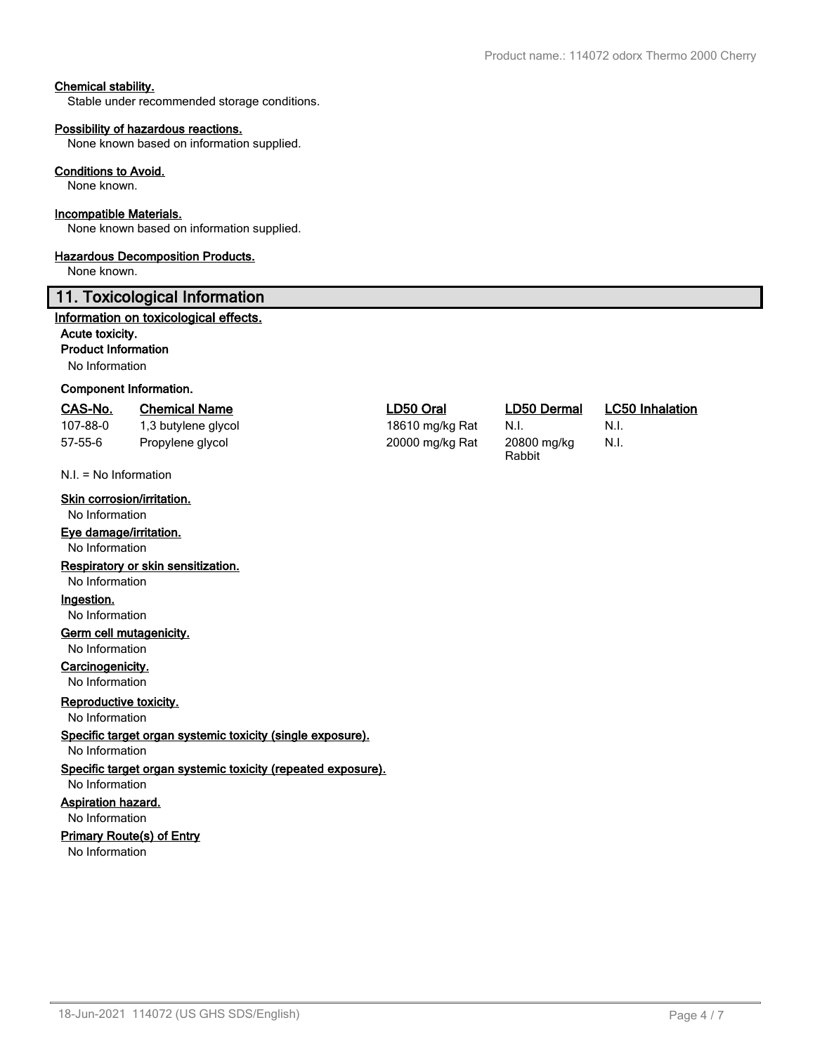**Chemical stability.**

Stable under recommended storage conditions.

**Possibility of hazardous reactions.**

None known based on information supplied.

**Conditions to Avoid.**

None known.

**Incompatible Materials.**

None known based on information supplied.

**Hazardous Decomposition Products.**

None known.

## 11. Toxicological Information

**Information on toxicological effects.**

**Acute toxicity.**

**Product Information**

No Information

**Component Information.**

| CAS-No. | Chemical Name | LD50 Oral | LD50 Dermal | LC50 Inhalation |
|---|---|---|---|---|
| 107-88-0 | 1,3 butylene glycol | 18610 mg/kg Rat | N.I. | N.I. |
| 57-55-6 | Propylene glycol | 20000 mg/kg Rat | 20800 mg/kg Rabbit | N.I. |

N.I. = No Information

**Skin corrosion/irritation.**

No Information

**Eye damage/irritation.**

No Information

**Respiratory or skin sensitization.**

No Information

**Ingestion.**

No Information

**Germ cell mutagenicity.**

No Information

**Carcinogenicity.**

No Information

**Reproductive toxicity.**

No Information

**Specific target organ systemic toxicity (single exposure).**

No Information

**Specific target organ systemic toxicity (repeated exposure).**

No Information

**Aspiration hazard.**

No Information

**Primary Route(s) of Entry**

No Information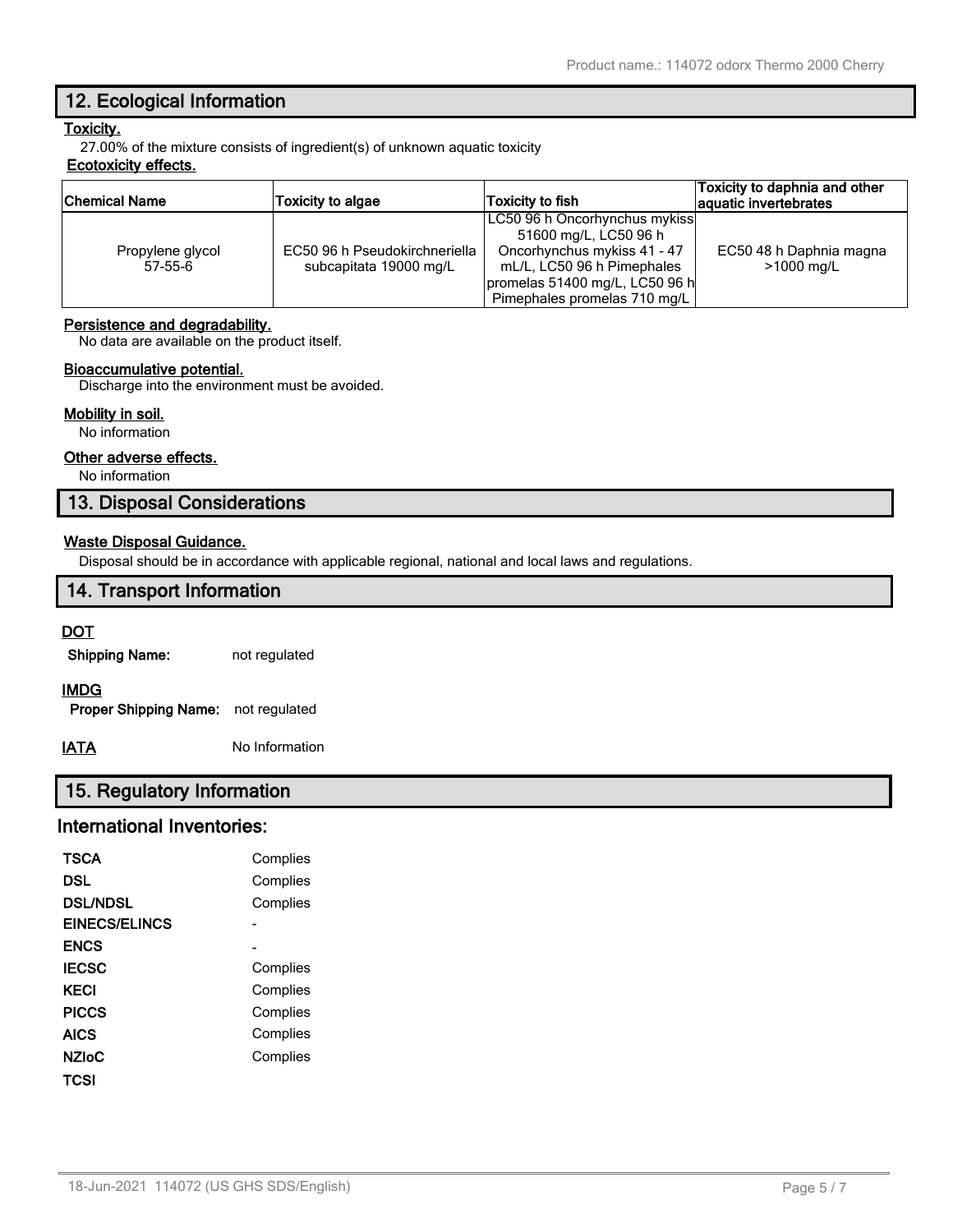## 12. Ecological Information

**Toxicity.**

27.00% of the mixture consists of ingredient(s) of unknown aquatic toxicity

**Ecotoxicity effects.**

| Chemical Name | Toxicity to algae | Toxicity to fish | Toxicity to daphnia and other aquatic invertebrates |
|---|---|---|---|
| Propylene glycol 57-55-6 | EC50 96 h Pseudokirchneriella subcapitata 19000 mg/L | LC50 96 h Oncorhynchus mykiss 51600 mg/L, LC50 96 h Oncorhynchus mykiss 41 - 47 mL/L, LC50 96 h Pimephales promelas 51400 mg/L, LC50 96 h Pimephales promelas 710 mg/L | EC50 48 h Daphnia magna >1000 mg/L |

**Persistence and degradability.**

No data are available on the product itself.

**Bioaccumulative potential.**

Discharge into the environment must be avoided.

**Mobility in soil.**

No information

**Other adverse effects.**

No information

## 13. Disposal Considerations

**Waste Disposal Guidance.**

Disposal should be in accordance with applicable regional, national and local laws and regulations.

## 14. Transport Information

**DOT**

**Shipping Name:** not regulated

**IMDG**

**Proper Shipping Name:** not regulated

**IATA** No Information

## 15. Regulatory Information

### International Inventories:

| | |
|---|---|
| **TSCA** | Complies |
| **DSL** | Complies |
| **DSL/NDSL** | Complies |
| **EINECS/ELINCS** | - |
| **ENCS** | - |
| **IECSC** | Complies |
| **KECI** | Complies |
| **PICCS** | Complies |
| **AICS** | Complies |
| **NZIoC** | Complies |
| **TCSI** | |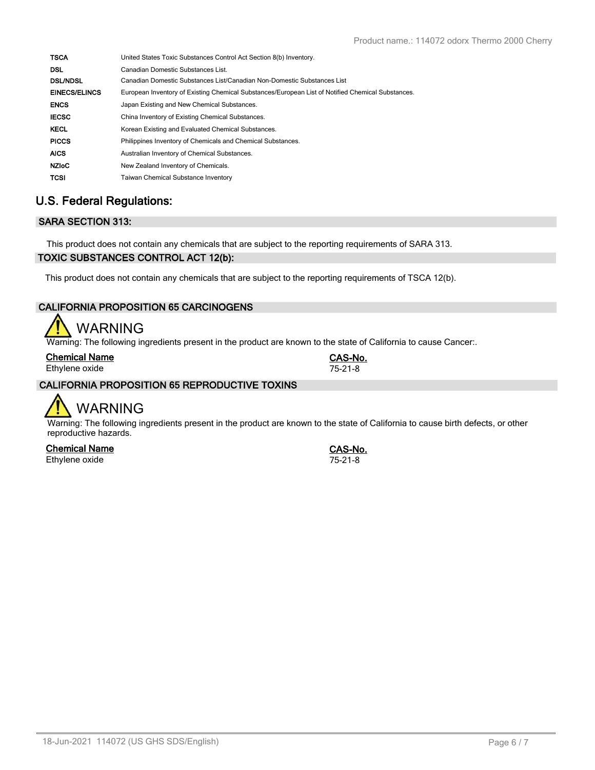| | |
|---|---|
| **TSCA** | United States Toxic Substances Control Act Section 8(b) Inventory. |
| **DSL** | Canadian Domestic Substances List. |
| **DSL/NDSL** | Canadian Domestic Substances List/Canadian Non-Domestic Substances List |
| **EINECS/ELINCS** | European Inventory of Existing Chemical Substances/European List of Notified Chemical Substances. |
| **ENCS** | Japan Existing and New Chemical Substances. |
| **IECSC** | China Inventory of Existing Chemical Substances. |
| **KECL** | Korean Existing and Evaluated Chemical Substances. |
| **PICCS** | Philippines Inventory of Chemicals and Chemical Substances. |
| **AICS** | Australian Inventory of Chemical Substances. |
| **NZIoC** | New Zealand Inventory of Chemicals. |
| **TCSI** | Taiwan Chemical Substance Inventory |

## U.S. Federal Regulations:

### SARA SECTION 313:

This product does not contain any chemicals that are subject to the reporting requirements of SARA 313.

### TOXIC SUBSTANCES CONTROL ACT 12(b):

This product does not contain any chemicals that are subject to the reporting requirements of TSCA 12(b).

### CALIFORNIA PROPOSITION 65 CARCINOGENS

WARNING

Warning: The following ingredients present in the product are known to the state of California to cause Cancer:.

| Chemical Name | CAS-No. |
|---|---|
| Ethylene oxide | 75-21-8 |

### CALIFORNIA PROPOSITION 65 REPRODUCTIVE TOXINS

WARNING

Warning: The following ingredients present in the product are known to the state of California to cause birth defects, or other reproductive hazards.

| Chemical Name | CAS-No. |
|---|---|
| Ethylene oxide | 75-21-8 |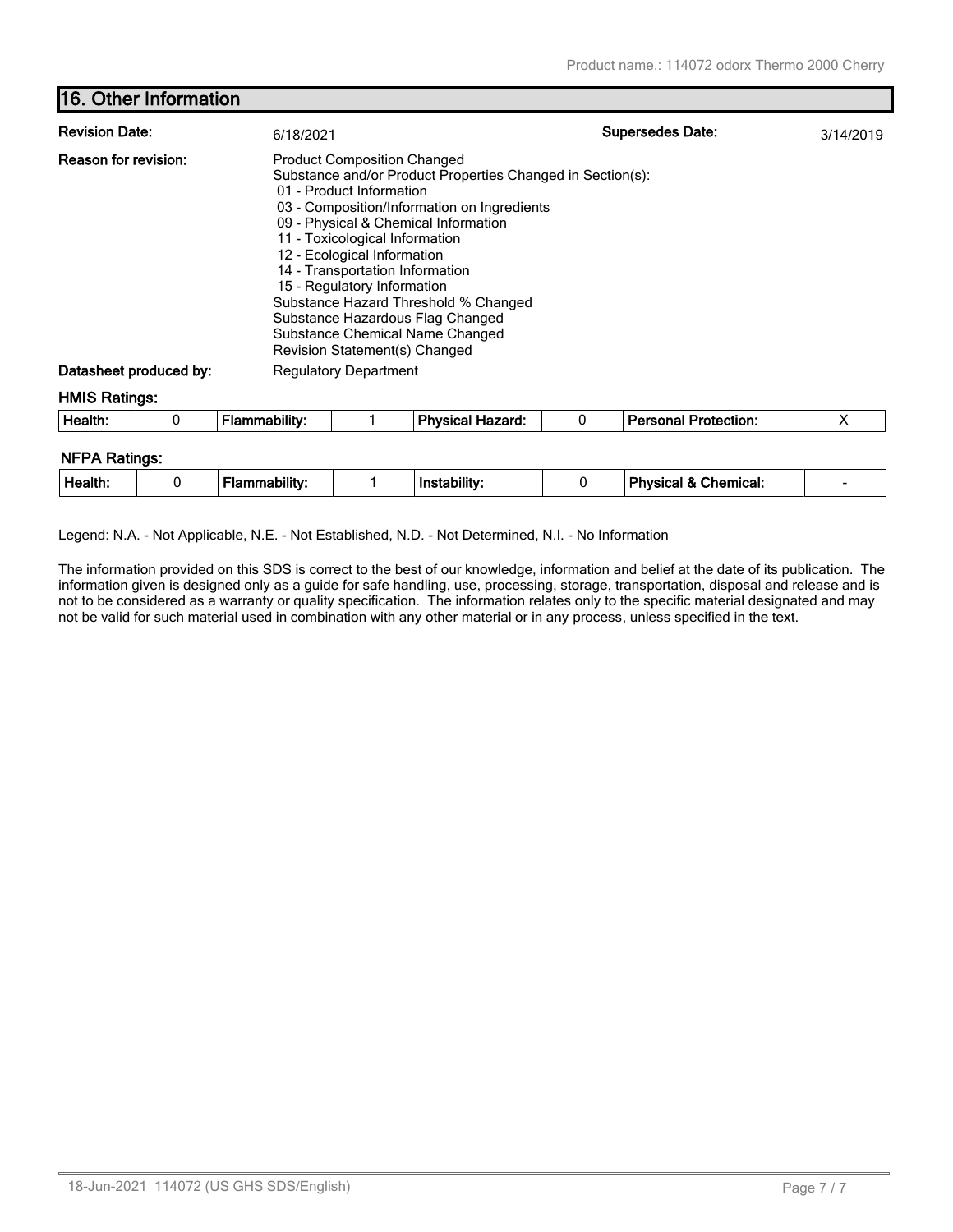## 16. Other Information

**Revision Date:** 6/18/2021 **Supersedes Date:** 3/14/2019

**Reason for revision:** Product Composition Changed
Substance and/or Product Properties Changed in Section(s):
01 - Product Information
03 - Composition/Information on Ingredients
09 - Physical & Chemical Information
11 - Toxicological Information
12 - Ecological Information
14 - Transportation Information
15 - Regulatory Information
Substance Hazard Threshold % Changed
Substance Hazardous Flag Changed
Substance Chemical Name Changed
Revision Statement(s) Changed

**Datasheet produced by:** Regulatory Department

**HMIS Ratings:**

| | | | | | | | |
|---|---|---|---|---|---|---|---|
| **Health:** | 0 | **Flammability:** | 1 | **Physical Hazard:** | 0 | **Personal Protection:** | X |

**NFPA Ratings:**

| | | | | | | | |
|---|---|---|---|---|---|---|---|
| **Health:** | 0 | **Flammability:** | 1 | **Instability:** | 0 | **Physical & Chemical:** | - |

Legend: N.A. - Not Applicable, N.E. - Not Established, N.D. - Not Determined, N.I. - No Information

The information provided on this SDS is correct to the best of our knowledge, information and belief at the date of its publication. The information given is designed only as a guide for safe handling, use, processing, storage, transportation, disposal and release and is not to be considered as a warranty or quality specification. The information relates only to the specific material designated and may not be valid for such material used in combination with any other material or in any process, unless specified in the text.